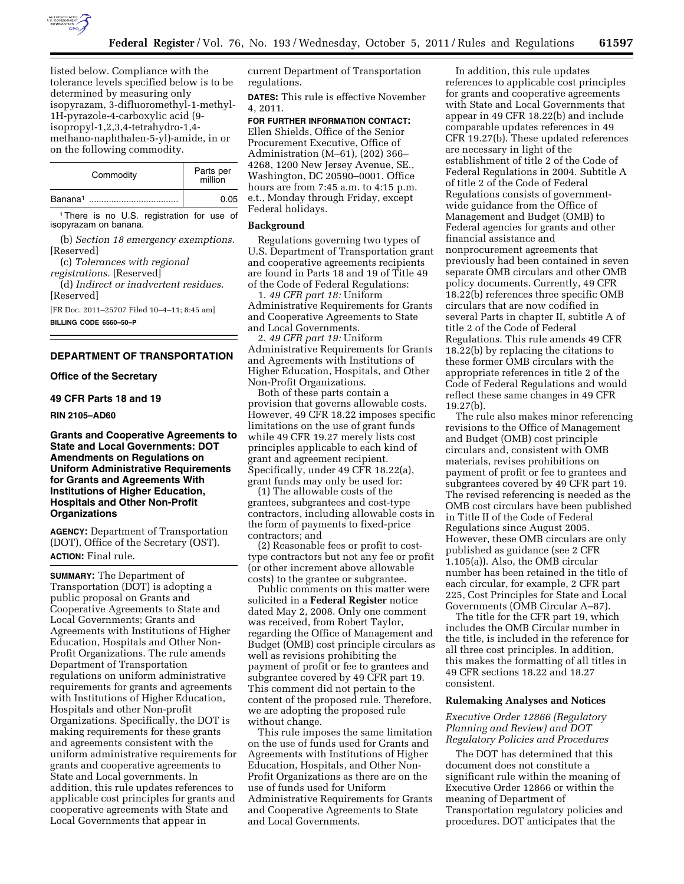listed below. Compliance with the tolerance levels specified below is to be determined by measuring only isopyrazam, 3-difluoromethyl-1-methyl-1H-pyrazole-4-carboxylic acid (9-isopropyl-1,2,3,4-tetrahydro-1,4-methano-naphthalen-5-yl)-amide, in or on the following commodity.

| Commodity | Parts per million |
| --- | --- |
| Banana[1] | 0.05 |

[1] There is no U.S. registration for use of isopyrazam on banana.

(b) *Section 18 emergency exemptions.* [Reserved]

(c) *Tolerances with regional registrations.* [Reserved]

(d) *Indirect or inadvertent residues.* [Reserved]

[FR Doc. 2011–25707 Filed 10–4–11; 8:45 am]

**BILLING CODE 6560–50–P**

## DEPARTMENT OF TRANSPORTATION

### Office of the Secretary

### 49 CFR Parts 18 and 19

**RIN 2105–AD60**

## Grants and Cooperative Agreements to State and Local Governments: DOT Amendments on Regulations on Uniform Administrative Requirements for Grants and Agreements With Institutions of Higher Education, Hospitals and Other Non-Profit Organizations

**AGENCY:** Department of Transportation (DOT), Office of the Secretary (OST).

**ACTION:** Final rule.

**SUMMARY:** The Department of Transportation (DOT) is adopting a public proposal on Grants and Cooperative Agreements to State and Local Governments; Grants and Agreements with Institutions of Higher Education, Hospitals and Other Non-Profit Organizations. The rule amends Department of Transportation regulations on uniform administrative requirements for grants and agreements with Institutions of Higher Education, Hospitals and other Non-profit Organizations. Specifically, the DOT is making requirements for these grants and agreements consistent with the uniform administrative requirements for grants and cooperative agreements to State and Local governments. In addition, this rule updates references to applicable cost principles for grants and cooperative agreements with State and Local Governments that appear in current Department of Transportation regulations.

**DATES:** This rule is effective November 4, 2011.

**FOR FURTHER INFORMATION CONTACT:** Ellen Shields, Office of the Senior Procurement Executive, Office of Administration (M–61), (202) 366–4268, 1200 New Jersey Avenue, SE., Washington, DC 20590–0001. Office hours are from 7:45 a.m. to 4:15 p.m. e.t., Monday through Friday, except Federal holidays.

### Background

Regulations governing two types of U.S. Department of Transportation grant and cooperative agreements recipients are found in Parts 18 and 19 of Title 49 of the Code of Federal Regulations:

1. *49 CFR part 18:* Uniform Administrative Requirements for Grants and Cooperative Agreements to State and Local Governments.
2. *49 CFR part 19:* Uniform Administrative Requirements for Grants and Agreements with Institutions of Higher Education, Hospitals, and Other Non-Profit Organizations.

Both of these parts contain a provision that governs allowable costs. However, 49 CFR 18.22 imposes specific limitations on the use of grant funds while 49 CFR 19.27 merely lists cost principles applicable to each kind of grant and agreement recipient. Specifically, under 49 CFR 18.22(a), grant funds may only be used for:

(1) The allowable costs of the grantees, subgrantees and cost-type contractors, including allowable costs in the form of payments to fixed-price contractors; and

(2) Reasonable fees or profit to cost-type contractors but not any fee or profit (or other increment above allowable costs) to the grantee or subgrantee.

Public comments on this matter were solicited in a **Federal Register** notice dated May 2, 2008. Only one comment was received, from Robert Taylor, regarding the Office of Management and Budget (OMB) cost principle circulars as well as revisions prohibiting the payment of profit or fee to grantees and subgrantee covered by 49 CFR part 19. This comment did not pertain to the content of the proposed rule. Therefore, we are adopting the proposed rule without change.

This rule imposes the same limitation on the use of funds used for Grants and Agreements with Institutions of Higher Education, Hospitals, and Other Non-Profit Organizations as there are on the use of funds used for Uniform Administrative Requirements for Grants and Cooperative Agreements to State and Local Governments.

In addition, this rule updates references to applicable cost principles for grants and cooperative agreements with State and Local Governments that appear in 49 CFR 18.22(b) and include comparable updates references in 49 CFR 19.27(b). These updated references are necessary in light of the establishment of title 2 of the Code of Federal Regulations in 2004. Subtitle A of title 2 of the Code of Federal Regulations consists of government-wide guidance from the Office of Management and Budget (OMB) to Federal agencies for grants and other financial assistance and nonprocurement agreements that previously had been contained in seven separate OMB circulars and other OMB policy documents. Currently, 49 CFR 18.22(b) references three specific OMB circulars that are now codified in several Parts in chapter II, subtitle A of title 2 of the Code of Federal Regulations. This rule amends 49 CFR 18.22(b) by replacing the citations to these former OMB circulars with the appropriate references in title 2 of the Code of Federal Regulations and would reflect these same changes in 49 CFR 19.27(b).

The rule also makes minor referencing revisions to the Office of Management and Budget (OMB) cost principle circulars and, consistent with OMB materials, revises prohibitions on payment of profit or fee to grantees and subgrantees covered by 49 CFR part 19. The revised referencing is needed as the OMB cost circulars have been published in Title II of the Code of Federal Regulations since August 2005. However, these OMB circulars are only published as guidance (see 2 CFR 1.105(a)). Also, the OMB circular number has been retained in the title of each circular, for example, 2 CFR part 225, Cost Principles for State and Local Governments (OMB Circular A–87).

The title for the CFR part 19, which includes the OMB Circular number in the title, is included in the reference for all three cost principles. In addition, this makes the formatting of all titles in 49 CFR sections 18.22 and 18.27 consistent.

### Rulemaking Analyses and Notices

#### *Executive Order 12866 (Regulatory Planning and Review) and DOT Regulatory Policies and Procedures*

The DOT has determined that this document does not constitute a significant rule within the meaning of Executive Order 12866 or within the meaning of Department of Transportation regulatory policies and procedures. DOT anticipates that the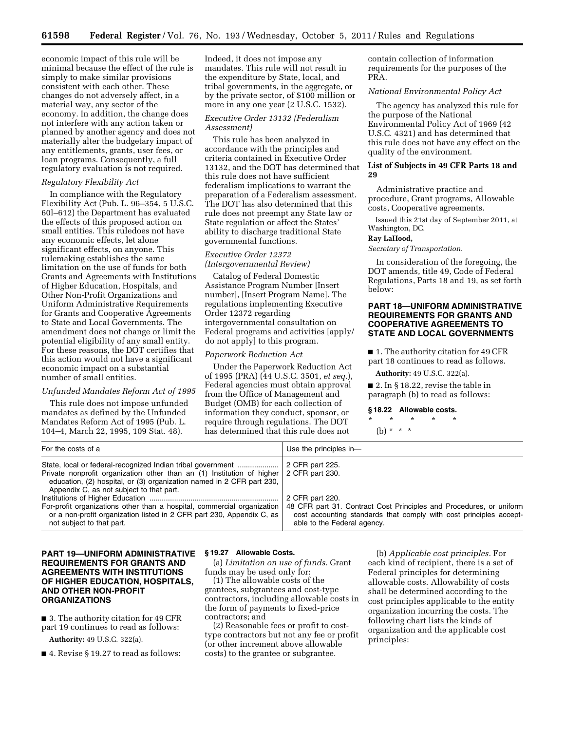economic impact of this rule will be minimal because the effect of the rule is simply to make similar provisions consistent with each other. These changes do not adversely affect, in a material way, any sector of the economy. In addition, the change does not interfere with any action taken or planned by another agency and does not materially alter the budgetary impact of any entitlements, grants, user fees, or loan programs. Consequently, a full regulatory evaluation is not required.

*Regulatory Flexibility Act*

In compliance with the Regulatory Flexibility Act (Pub. L. 96–354, 5 U.S.C. 60l–612) the Department has evaluated the effects of this proposed action on small entities. This ruledoes not have any economic effects, let alone significant effects, on anyone. This rulemaking establishes the same limitation on the use of funds for both Grants and Agreements with Institutions of Higher Education, Hospitals, and Other Non-Profit Organizations and Uniform Administrative Requirements for Grants and Cooperative Agreements to State and Local Governments. The amendment does not change or limit the potential eligibility of any small entity. For these reasons, the DOT certifies that this action would not have a significant economic impact on a substantial number of small entities.

*Unfunded Mandates Reform Act of 1995*

This rule does not impose unfunded mandates as defined by the Unfunded Mandates Reform Act of 1995 (Pub. L. 104–4, March 22, 1995, 109 Stat. 48). Indeed, it does not impose any mandates. This rule will not result in the expenditure by State, local, and tribal governments, in the aggregate, or by the private sector, of $100 million or more in any one year (2 U.S.C. 1532).

*Executive Order 13132 (Federalism Assessment)*

This rule has been analyzed in accordance with the principles and criteria contained in Executive Order 13132, and the DOT has determined that this rule does not have sufficient federalism implications to warrant the preparation of a Federalism assessment. The DOT has also determined that this rule does not preempt any State law or State regulation or affect the States' ability to discharge traditional State governmental functions.

*Executive Order 12372 (Intergovernmental Review)*

Catalog of Federal Domestic Assistance Program Number [Insert number], [Insert Program Name]. The regulations implementing Executive Order 12372 regarding intergovernmental consultation on Federal programs and activities [apply/ do not apply] to this program.

*Paperwork Reduction Act*

Under the Paperwork Reduction Act of 1995 (PRA) (44 U.S.C. 3501, *et seq.*), Federal agencies must obtain approval from the Office of Management and Budget (OMB) for each collection of information they conduct, sponsor, or require through regulations. The DOT has determined that this rule does not contain collection of information requirements for the purposes of the PRA.

*National Environmental Policy Act*

The agency has analyzed this rule for the purpose of the National Environmental Policy Act of 1969 (42 U.S.C. 4321) and has determined that this rule does not have any effect on the quality of the environment.

**List of Subjects in 49 CFR Parts 18 and 29**

Administrative practice and procedure, Grant programs, Allowable costs, Cooperative agreements.

Issued this 21st day of September 2011, at Washington, DC.

**Ray LaHood,**

*Secretary of Transportation.*

In consideration of the foregoing, the DOT amends, title 49, Code of Federal Regulations, Parts 18 and 19, as set forth below:

## PART 18—UNIFORM ADMINISTRATIVE REQUIREMENTS FOR GRANTS AND COOPERATIVE AGREEMENTS TO STATE AND LOCAL GOVERNMENTS

■ 1. The authority citation for 49 CFR part 18 continues to read as follows.

**Authority:** 49 U.S.C. 322(a).

■ 2. In § 18.22, revise the table in paragraph (b) to read as follows:

**§ 18.22 Allowable costs.**

\* \* \* \* \*

(b) \* \* \*

| For the costs of a | Use the principles in— |
|---|---|
| State, local or federal-recognized Indian tribal government | 2 CFR part 225. |
| Private nonprofit organization other than an (1) Institution of higher education, (2) hospital, or (3) organization named in 2 CFR part 230, Appendix C, as not subject to that part. | 2 CFR part 230. |
| Institutions of Higher Education | 2 CFR part 220. |
| For-profit organizations other than a hospital, commercial organization or a non-profit organization listed in 2 CFR part 230, Appendix C, as not subject to that part. | 48 CFR part 31. Contract Cost Principles and Procedures, or uniform cost accounting standards that comply with cost principles acceptable to the Federal agency. |

## PART 19—UNIFORM ADMINISTRATIVE REQUIREMENTS FOR GRANTS AND AGREEMENTS WITH INSTITUTIONS OF HIGHER EDUCATION, HOSPITALS, AND OTHER NON-PROFIT ORGANIZATIONS

■ 3. The authority citation for 49 CFR part 19 continues to read as follows:

**Authority:** 49 U.S.C. 322(a).

■ 4. Revise § 19.27 to read as follows:

**§ 19.27 Allowable Costs.**

(a) *Limitation on use of funds.* Grant funds may be used only for:

(1) The allowable costs of the grantees, subgrantees and cost-type contractors, including allowable costs in the form of payments to fixed-price contractors; and

(2) Reasonable fees or profit to cost-type contractors but not any fee or profit (or other increment above allowable costs) to the grantee or subgrantee.

(b) *Applicable cost principles.* For each kind of recipient, there is a set of Federal principles for determining allowable costs. Allowability of costs shall be determined according to the cost principles applicable to the entity organization incurring the costs. The following chart lists the kinds of organization and the applicable cost principles: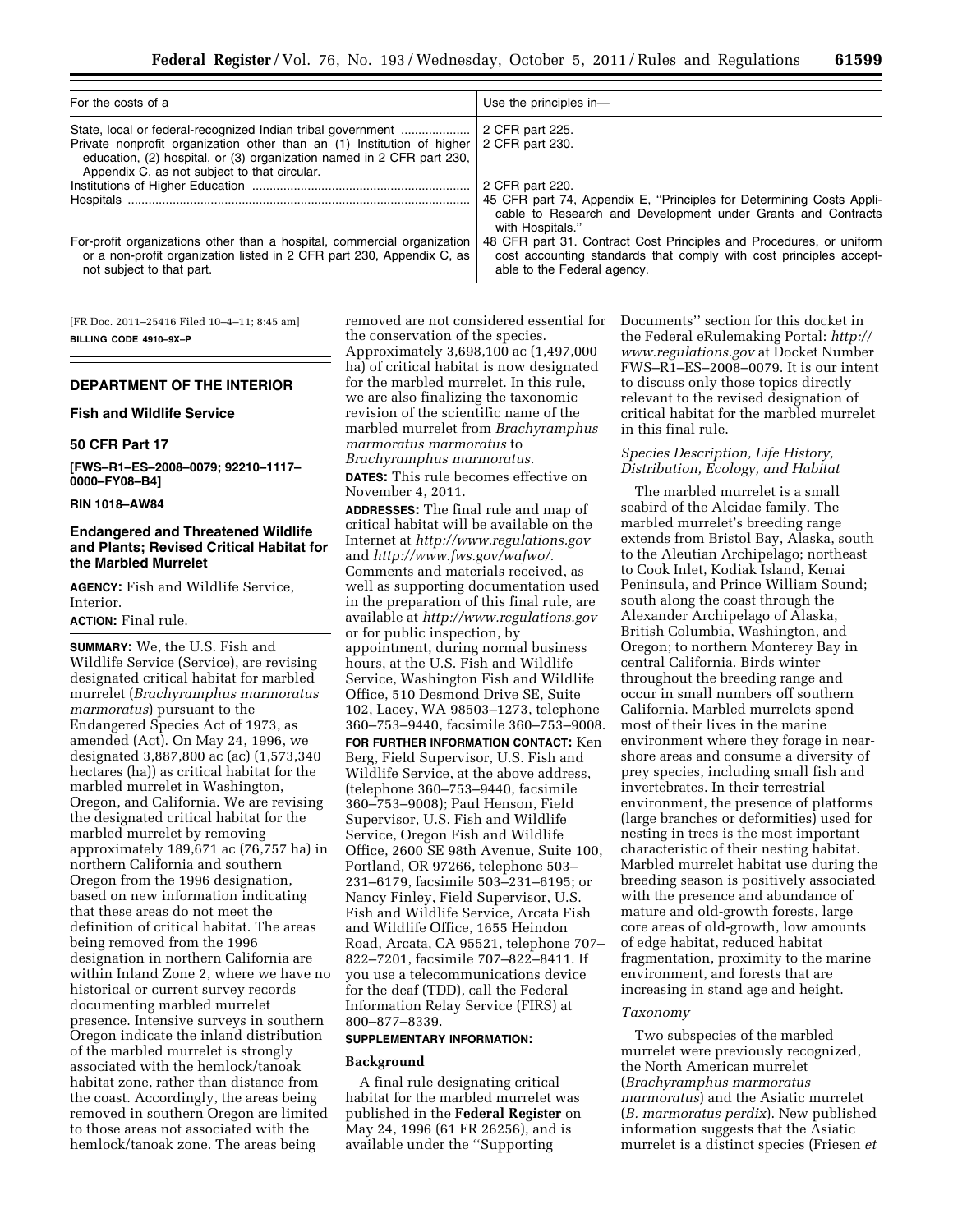| For the costs of a | Use the principles in— |
|---|---|
| State, local or federal-recognized Indian tribal government .................... | 2 CFR part 225. |
| Private nonprofit organization other than an (1) Institution of higher education, (2) hospital, or (3) organization named in 2 CFR part 230, Appendix C, as not subject to that circular. | 2 CFR part 230. |
| Institutions of Higher Education .............................................................. | 2 CFR part 220. |
| Hospitals .................................................................................................. | 45 CFR part 74, Appendix E, "Principles for Determining Costs Applicable to Research and Development under Grants and Contracts with Hospitals." |
| For-profit organizations other than a hospital, commercial organization or a non-profit organization listed in 2 CFR part 230, Appendix C, as not subject to that part. | 48 CFR part 31. Contract Cost Principles and Procedures, or uniform cost accounting standards that comply with cost principles acceptable to the Federal agency. |

[FR Doc. 2011–25416 Filed 10–4–11; 8:45 am]

**BILLING CODE 4910–9X–P**

## DEPARTMENT OF THE INTERIOR

### Fish and Wildlife Service

### 50 CFR Part 17

**[FWS–R1–ES–2008–0079; 92210–1117–0000–FY08–B4]**

**RIN 1018–AW84**

### Endangered and Threatened Wildlife and Plants; Revised Critical Habitat for the Marbled Murrelet

**AGENCY:** Fish and Wildlife Service, Interior.

**ACTION:** Final rule.

**SUMMARY:** We, the U.S. Fish and Wildlife Service (Service), are revising designated critical habitat for marbled murrelet (*Brachyramphus marmoratus marmoratus*) pursuant to the Endangered Species Act of 1973, as amended (Act). On May 24, 1996, we designated 3,887,800 ac (ac) (1,573,340 hectares (ha)) as critical habitat for the marbled murrelet in Washington, Oregon, and California. We are revising the designated critical habitat for the marbled murrelet by removing approximately 189,671 ac (76,757 ha) in northern California and southern Oregon from the 1996 designation, based on new information indicating that these areas do not meet the definition of critical habitat. The areas being removed from the 1996 designation in northern California are within Inland Zone 2, where we have no historical or current survey records documenting marbled murrelet presence. Intensive surveys in southern Oregon indicate the inland distribution of the marbled murrelet is strongly associated with the hemlock/tanoak habitat zone, rather than distance from the coast. Accordingly, the areas being removed in southern Oregon are limited to those areas not associated with the hemlock/tanoak zone. The areas being removed are not considered essential for the conservation of the species. Approximately 3,698,100 ac (1,497,000 ha) of critical habitat is now designated for the marbled murrelet. In this rule, we are also finalizing the taxonomic revision of the scientific name of the marbled murrelet from *Brachyramphus marmoratus marmoratus* to *Brachyramphus marmoratus.*

**DATES:** This rule becomes effective on November 4, 2011.

**ADDRESSES:** The final rule and map of critical habitat will be available on the Internet at *http://www.regulations.gov* and *http://www.fws.gov/wafwo/.* Comments and materials received, as well as supporting documentation used in the preparation of this final rule, are available at *http://www.regulations.gov* or for public inspection, by appointment, during normal business hours, at the U.S. Fish and Wildlife Service, Washington Fish and Wildlife Office, 510 Desmond Drive SE, Suite 102, Lacey, WA 98503–1273, telephone 360–753–9440, facsimile 360–753–9008.

**FOR FURTHER INFORMATION CONTACT:** Ken Berg, Field Supervisor, U.S. Fish and Wildlife Service, at the above address, (telephone 360–753–9440, facsimile 360–753–9008); Paul Henson, Field Supervisor, U.S. Fish and Wildlife Service, Oregon Fish and Wildlife Office, 2600 SE 98th Avenue, Suite 100, Portland, OR 97266, telephone 503–231–6179, facsimile 503–231–6195; or Nancy Finley, Field Supervisor, U.S. Fish and Wildlife Service, Arcata Fish and Wildlife Office, 1655 Heindon Road, Arcata, CA 95521, telephone 707–822–7201, facsimile 707–822–8411. If you use a telecommunications device for the deaf (TDD), call the Federal Information Relay Service (FIRS) at 800–877–8339.

**SUPPLEMENTARY INFORMATION:**

### Background

A final rule designating critical habitat for the marbled murrelet was published in the **Federal Register** on May 24, 1996 (61 FR 26256), and is available under the ''Supporting Documents'' section for this docket in the Federal eRulemaking Portal: *http://www.regulations.gov* at Docket Number FWS–R1–ES–2008–0079. It is our intent to discuss only those topics directly relevant to the revised designation of critical habitat for the marbled murrelet in this final rule.

#### *Species Description, Life History, Distribution, Ecology, and Habitat*

The marbled murrelet is a small seabird of the Alcidae family. The marbled murrelet's breeding range extends from Bristol Bay, Alaska, south to the Aleutian Archipelago; northeast to Cook Inlet, Kodiak Island, Kenai Peninsula, and Prince William Sound; south along the coast through the Alexander Archipelago of Alaska, British Columbia, Washington, and Oregon; to northern Monterey Bay in central California. Birds winter throughout the breeding range and occur in small numbers off southern California. Marbled murrelets spend most of their lives in the marine environment where they forage in near-shore areas and consume a diversity of prey species, including small fish and invertebrates. In their terrestrial environment, the presence of platforms (large branches or deformities) used for nesting in trees is the most important characteristic of their nesting habitat. Marbled murrelet habitat use during the breeding season is positively associated with the presence and abundance of mature and old-growth forests, large core areas of old-growth, low amounts of edge habitat, reduced habitat fragmentation, proximity to the marine environment, and forests that are increasing in stand age and height.

#### *Taxonomy*

Two subspecies of the marbled murrelet were previously recognized, the North American murrelet (*Brachyramphus marmoratus marmoratus*) and the Asiatic murrelet (*B. marmoratus perdix*). New published information suggests that the Asiatic murrelet is a distinct species (Friesen *et*